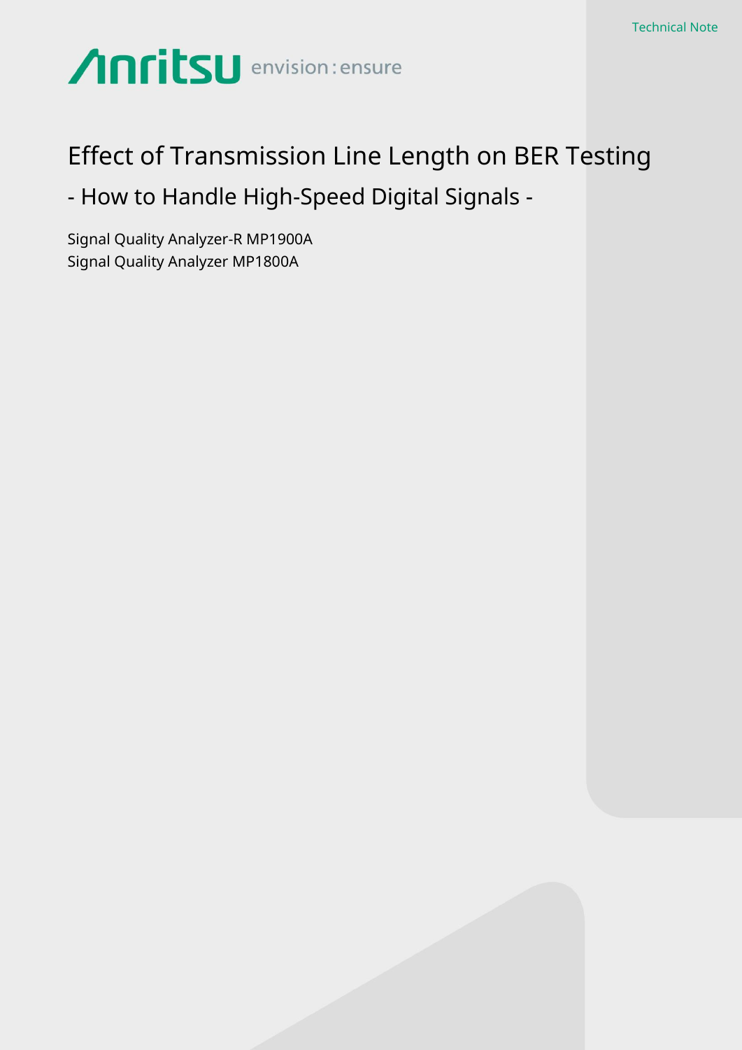Technical Note

Anritsu envision : ensure

# Effect of Transmission Line Length on BER Testing

## - How to Handle High-Speed Digital Signals -

Signal Quality Analyzer-R MP1900A
Signal Quality Analyzer MP1800A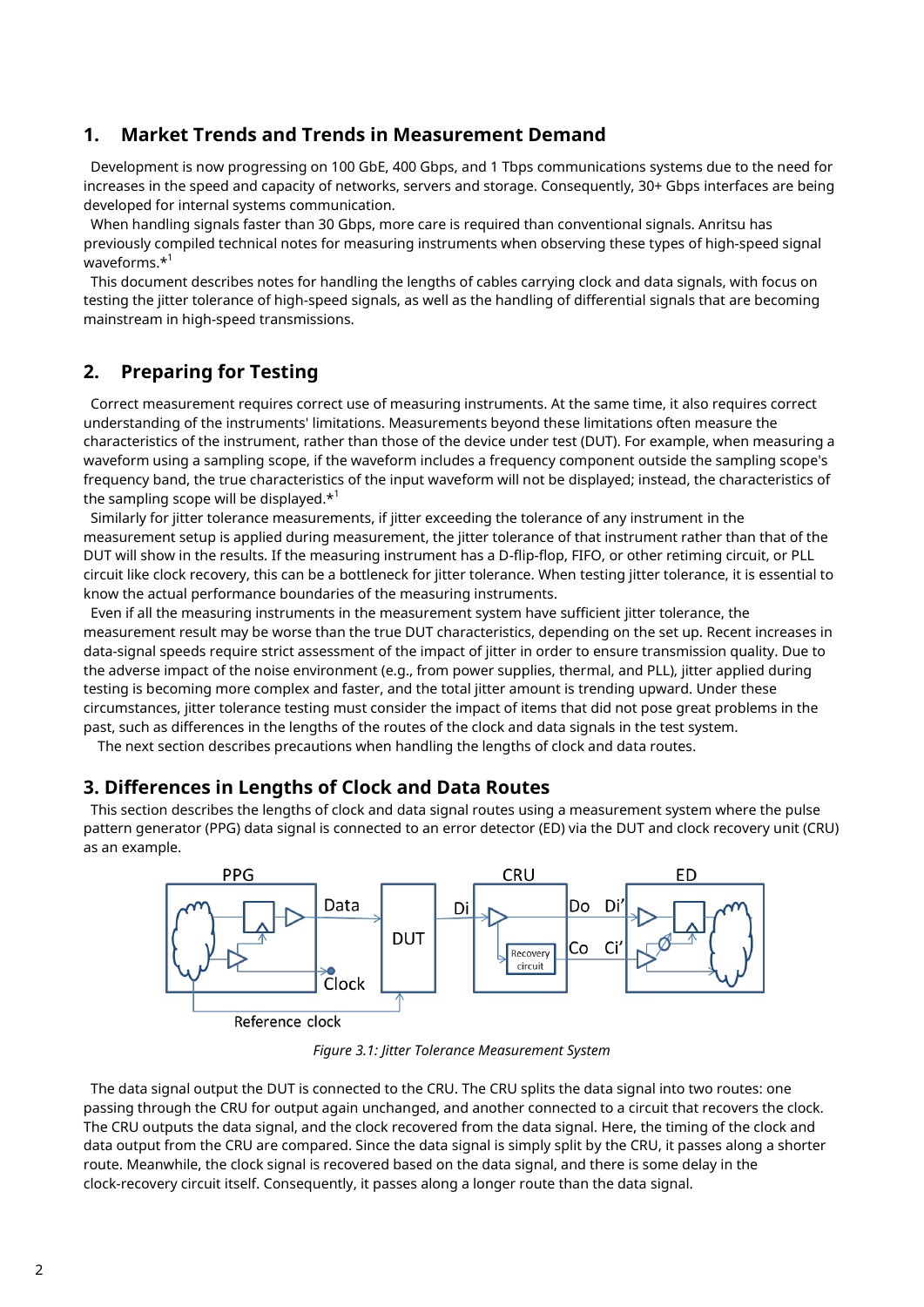## 1. Market Trends and Trends in Measurement Demand

Development is now progressing on 100 GbE, 400 Gbps, and 1 Tbps communications systems due to the need for increases in the speed and capacity of networks, servers and storage. Consequently, 30+ Gbps interfaces are being developed for internal systems communication.

When handling signals faster than 30 Gbps, more care is required than conventional signals. Anritsu has previously compiled technical notes for measuring instruments when observing these types of high-speed signal waveforms.*[1]

This document describes notes for handling the lengths of cables carrying clock and data signals, with focus on testing the jitter tolerance of high-speed signals, as well as the handling of differential signals that are becoming mainstream in high-speed transmissions.

## 2. Preparing for Testing

Correct measurement requires correct use of measuring instruments. At the same time, it also requires correct understanding of the instruments' limitations. Measurements beyond these limitations often measure the characteristics of the instrument, rather than those of the device under test (DUT). For example, when measuring a waveform using a sampling scope, if the waveform includes a frequency component outside the sampling scope's frequency band, the true characteristics of the input waveform will not be displayed; instead, the characteristics of the sampling scope will be displayed.*[1]

Similarly for jitter tolerance measurements, if jitter exceeding the tolerance of any instrument in the measurement setup is applied during measurement, the jitter tolerance of that instrument rather than that of the DUT will show in the results. If the measuring instrument has a D-flip-flop, FIFO, or other retiming circuit, or PLL circuit like clock recovery, this can be a bottleneck for jitter tolerance. When testing jitter tolerance, it is essential to know the actual performance boundaries of the measuring instruments.

Even if all the measuring instruments in the measurement system have sufficient jitter tolerance, the measurement result may be worse than the true DUT characteristics, depending on the set up. Recent increases in data-signal speeds require strict assessment of the impact of jitter in order to ensure transmission quality. Due to the adverse impact of the noise environment (e.g., from power supplies, thermal, and PLL), jitter applied during testing is becoming more complex and faster, and the total jitter amount is trending upward. Under these circumstances, jitter tolerance testing must consider the impact of items that did not pose great problems in the past, such as differences in the lengths of the routes of the clock and data signals in the test system.

The next section describes precautions when handling the lengths of clock and data routes.

## 3. Differences in Lengths of Clock and Data Routes

This section describes the lengths of clock and data signal routes using a measurement system where the pulse pattern generator (PPG) data signal is connected to an error detector (ED) via the DUT and clock recovery unit (CRU) as an example.

*Figure 3.1: Jitter Tolerance Measurement System*

The data signal output the DUT is connected to the CRU. The CRU splits the data signal into two routes: one passing through the CRU for output again unchanged, and another connected to a circuit that recovers the clock. The CRU outputs the data signal, and the clock recovered from the data signal. Here, the timing of the clock and data output from the CRU are compared. Since the data signal is simply split by the CRU, it passes along a shorter route. Meanwhile, the clock signal is recovered based on the data signal, and there is some delay in the clock-recovery circuit itself. Consequently, it passes along a longer route than the data signal.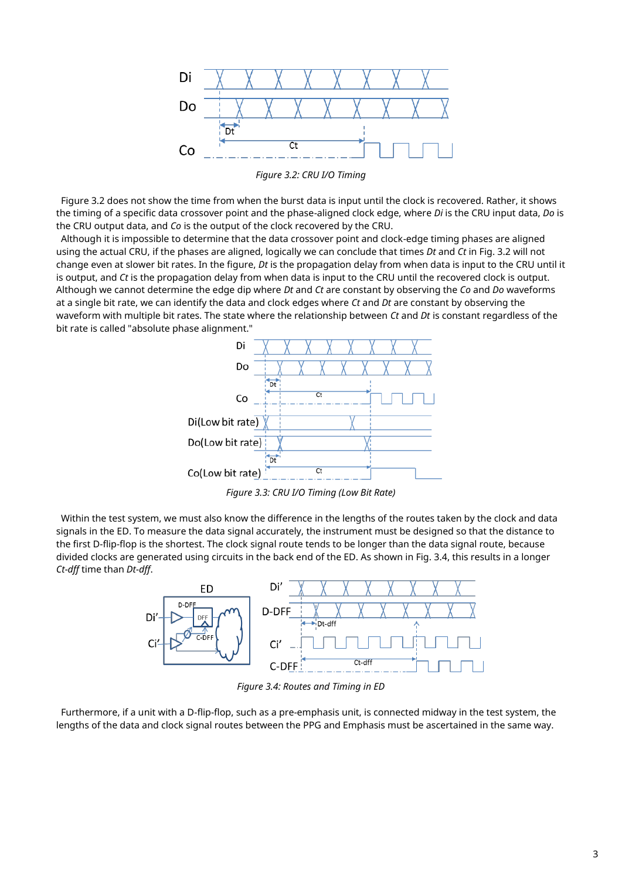*Figure 3.2: CRU I/O Timing*

Figure 3.2 does not show the time from when the burst data is input until the clock is recovered. Rather, it shows the timing of a specific data crossover point and the phase-aligned clock edge, where *Di* is the CRU input data, *Do* is the CRU output data, and *Co* is the output of the clock recovered by the CRU.

Although it is impossible to determine that the data crossover point and clock-edge timing phases are aligned using the actual CRU, if the phases are aligned, logically we can conclude that times *Dt* and *Ct* in Fig. 3.2 will not change even at slower bit rates. In the figure, *Dt* is the propagation delay from when data is input to the CRU until it is output, and *Ct* is the propagation delay from when data is input to the CRU until the recovered clock is output. Although we cannot determine the edge dip where *Dt* and *Ct* are constant by observing the *Co* and *Do* waveforms at a single bit rate, we can identify the data and clock edges where *Ct* and *Dt* are constant by observing the waveform with multiple bit rates. The state where the relationship between *Ct* and *Dt* is constant regardless of the bit rate is called "absolute phase alignment."

*Figure 3.3: CRU I/O Timing (Low Bit Rate)*

Within the test system, we must also know the difference in the lengths of the routes taken by the clock and data signals in the ED. To measure the data signal accurately, the instrument must be designed so that the distance to the first D-flip-flop is the shortest. The clock signal route tends to be longer than the data signal route, because divided clocks are generated using circuits in the back end of the ED. As shown in Fig. 3.4, this results in a longer *Ct-dff* time than *Dt-dff*.

*Figure 3.4: Routes and Timing in ED*

Furthermore, if a unit with a D-flip-flop, such as a pre-emphasis unit, is connected midway in the test system, the lengths of the data and clock signal routes between the PPG and Emphasis must be ascertained in the same way.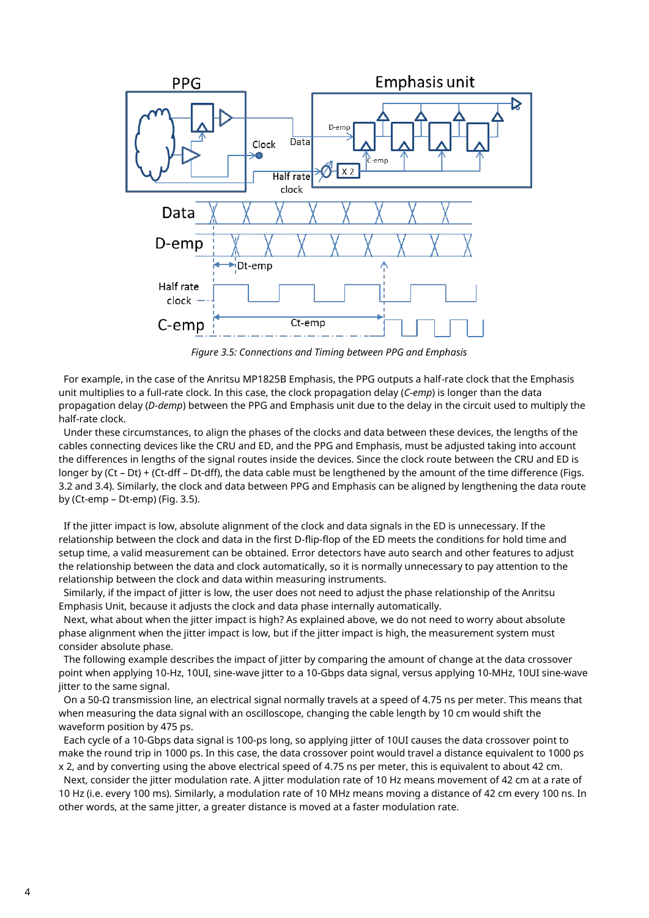*Figure 3.5: Connections and Timing between PPG and Emphasis*

For example, in the case of the Anritsu MP1825B Emphasis, the PPG outputs a half-rate clock that the Emphasis unit multiplies to a full-rate clock. In this case, the clock propagation delay (*C-emp*) is longer than the data propagation delay (*D-demp*) between the PPG and Emphasis unit due to the delay in the circuit used to multiply the half-rate clock.

Under these circumstances, to align the phases of the clocks and data between these devices, the lengths of the cables connecting devices like the CRU and ED, and the PPG and Emphasis, must be adjusted taking into account the differences in lengths of the signal routes inside the devices. Since the clock route between the CRU and ED is longer by (Ct – Dt) + (Ct-dff – Dt-dff), the data cable must be lengthened by the amount of the time difference (Figs. 3.2 and 3.4). Similarly, the clock and data between PPG and Emphasis can be aligned by lengthening the data route by (Ct-emp – Dt-emp) (Fig. 3.5).

If the jitter impact is low, absolute alignment of the clock and data signals in the ED is unnecessary. If the relationship between the clock and data in the first D-flip-flop of the ED meets the conditions for hold time and setup time, a valid measurement can be obtained. Error detectors have auto search and other features to adjust the relationship between the data and clock automatically, so it is normally unnecessary to pay attention to the relationship between the clock and data within measuring instruments.

Similarly, if the impact of jitter is low, the user does not need to adjust the phase relationship of the Anritsu Emphasis Unit, because it adjusts the clock and data phase internally automatically.

Next, what about when the jitter impact is high? As explained above, we do not need to worry about absolute phase alignment when the jitter impact is low, but if the jitter impact is high, the measurement system must consider absolute phase.

The following example describes the impact of jitter by comparing the amount of change at the data crossover point when applying 10-Hz, 10UI, sine-wave jitter to a 10-Gbps data signal, versus applying 10-MHz, 10UI sine-wave jitter to the same signal.

On a 50-Ω transmission line, an electrical signal normally travels at a speed of 4.75 ns per meter. This means that when measuring the data signal with an oscilloscope, changing the cable length by 10 cm would shift the waveform position by 475 ps.

Each cycle of a 10-Gbps data signal is 100-ps long, so applying jitter of 10UI causes the data crossover point to make the round trip in 1000 ps. In this case, the data crossover point would travel a distance equivalent to 1000 ps x 2, and by converting using the above electrical speed of 4.75 ns per meter, this is equivalent to about 42 cm.

Next, consider the jitter modulation rate. A jitter modulation rate of 10 Hz means movement of 42 cm at a rate of 10 Hz (i.e. every 100 ms). Similarly, a modulation rate of 10 MHz means moving a distance of 42 cm every 100 ns. In other words, at the same jitter, a greater distance is moved at a faster modulation rate.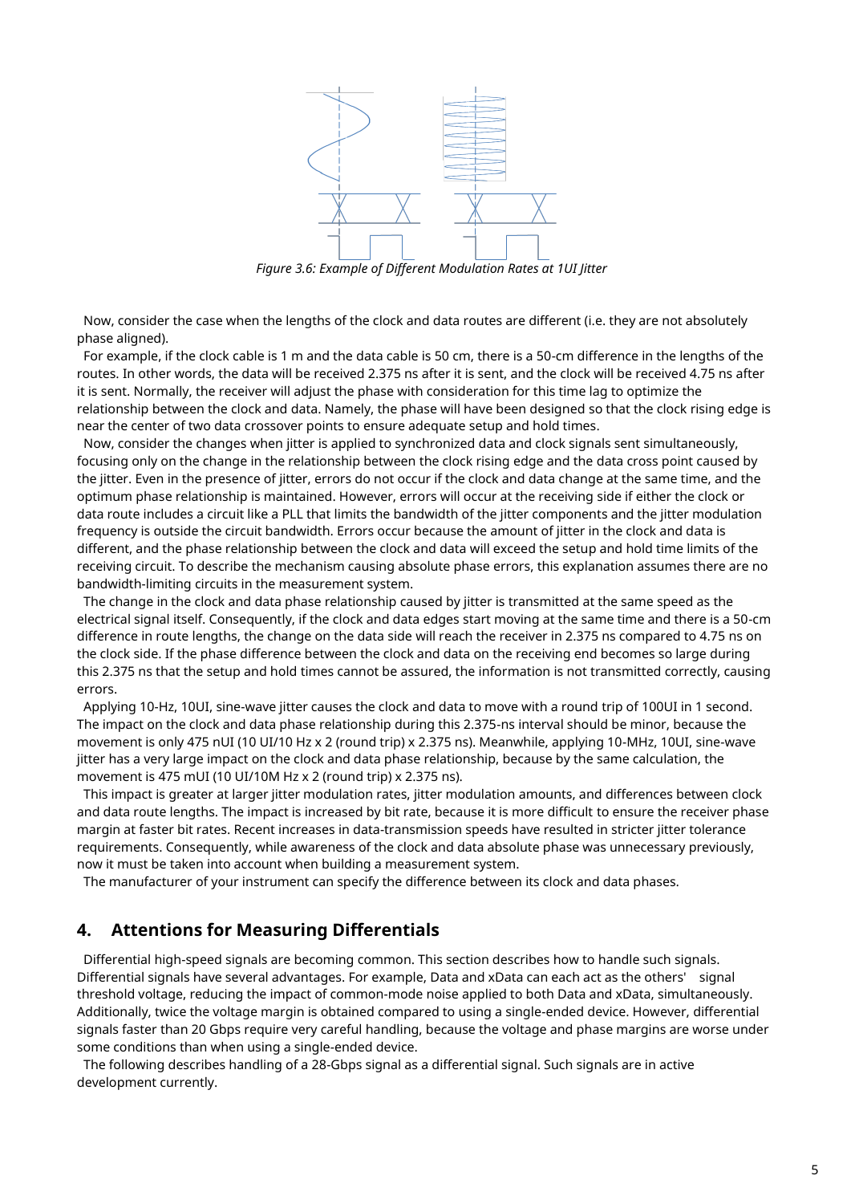*Figure 3.6: Example of Different Modulation Rates at 1UI Jitter*

Now, consider the case when the lengths of the clock and data routes are different (i.e. they are not absolutely phase aligned).

For example, if the clock cable is 1 m and the data cable is 50 cm, there is a 50-cm difference in the lengths of the routes. In other words, the data will be received 2.375 ns after it is sent, and the clock will be received 4.75 ns after it is sent. Normally, the receiver will adjust the phase with consideration for this time lag to optimize the relationship between the clock and data. Namely, the phase will have been designed so that the clock rising edge is near the center of two data crossover points to ensure adequate setup and hold times.

Now, consider the changes when jitter is applied to synchronized data and clock signals sent simultaneously, focusing only on the change in the relationship between the clock rising edge and the data cross point caused by the jitter. Even in the presence of jitter, errors do not occur if the clock and data change at the same time, and the optimum phase relationship is maintained. However, errors will occur at the receiving side if either the clock or data route includes a circuit like a PLL that limits the bandwidth of the jitter components and the jitter modulation frequency is outside the circuit bandwidth. Errors occur because the amount of jitter in the clock and data is different, and the phase relationship between the clock and data will exceed the setup and hold time limits of the receiving circuit. To describe the mechanism causing absolute phase errors, this explanation assumes there are no bandwidth-limiting circuits in the measurement system.

The change in the clock and data phase relationship caused by jitter is transmitted at the same speed as the electrical signal itself. Consequently, if the clock and data edges start moving at the same time and there is a 50-cm difference in route lengths, the change on the data side will reach the receiver in 2.375 ns compared to 4.75 ns on the clock side. If the phase difference between the clock and data on the receiving end becomes so large during this 2.375 ns that the setup and hold times cannot be assured, the information is not transmitted correctly, causing errors.

Applying 10-Hz, 10UI, sine-wave jitter causes the clock and data to move with a round trip of 100UI in 1 second. The impact on the clock and data phase relationship during this 2.375-ns interval should be minor, because the movement is only 475 nUI (10 UI/10 Hz x 2 (round trip) x 2.375 ns). Meanwhile, applying 10-MHz, 10UI, sine-wave jitter has a very large impact on the clock and data phase relationship, because by the same calculation, the movement is 475 mUI (10 UI/10M Hz x 2 (round trip) x 2.375 ns).

This impact is greater at larger jitter modulation rates, jitter modulation amounts, and differences between clock and data route lengths. The impact is increased by bit rate, because it is more difficult to ensure the receiver phase margin at faster bit rates. Recent increases in data-transmission speeds have resulted in stricter jitter tolerance requirements. Consequently, while awareness of the clock and data absolute phase was unnecessary previously, now it must be taken into account when building a measurement system.

The manufacturer of your instrument can specify the difference between its clock and data phases.

## 4. Attentions for Measuring Differentials

Differential high-speed signals are becoming common. This section describes how to handle such signals. Differential signals have several advantages. For example, Data and xData can each act as the others' signal threshold voltage, reducing the impact of common-mode noise applied to both Data and xData, simultaneously. Additionally, twice the voltage margin is obtained compared to using a single-ended device. However, differential signals faster than 20 Gbps require very careful handling, because the voltage and phase margins are worse under some conditions than when using a single-ended device.

The following describes handling of a 28-Gbps signal as a differential signal. Such signals are in active development currently.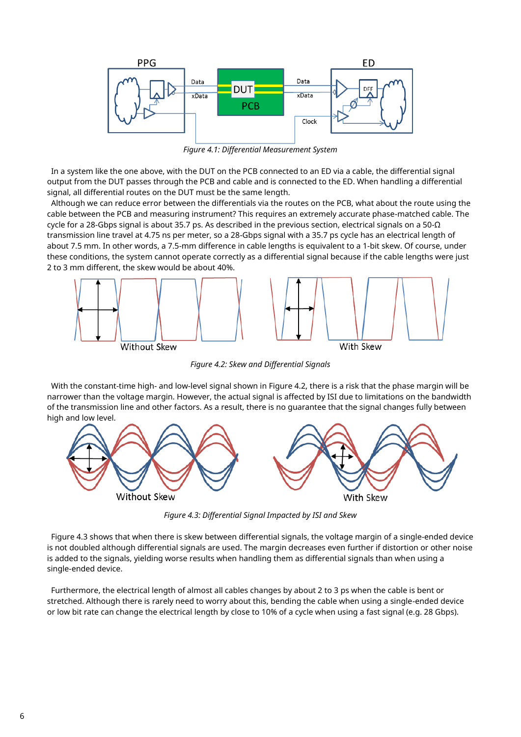*Figure 4.1: Differential Measurement System*

In a system like the one above, with the DUT on the PCB connected to an ED via a cable, the differential signal output from the DUT passes through the PCB and cable and is connected to the ED. When handling a differential signal, all differential routes on the DUT must be the same length.

Although we can reduce error between the differentials via the routes on the PCB, what about the route using the cable between the PCB and measuring instrument? This requires an extremely accurate phase-matched cable. The cycle for a 28-Gbps signal is about 35.7 ps. As described in the previous section, electrical signals on a 50-Ω transmission line travel at 4.75 ns per meter, so a 28-Gbps signal with a 35.7 ps cycle has an electrical length of about 7.5 mm. In other words, a 7.5-mm difference in cable lengths is equivalent to a 1-bit skew. Of course, under these conditions, the system cannot operate correctly as a differential signal because if the cable lengths were just 2 to 3 mm different, the skew would be about 40%.

*Figure 4.2: Skew and Differential Signals*

With the constant-time high- and low-level signal shown in Figure 4.2, there is a risk that the phase margin will be narrower than the voltage margin. However, the actual signal is affected by ISI due to limitations on the bandwidth of the transmission line and other factors. As a result, there is no guarantee that the signal changes fully between high and low level.

*Figure 4.3: Differential Signal Impacted by ISI and Skew*

Figure 4.3 shows that when there is skew between differential signals, the voltage margin of a single-ended device is not doubled although differential signals are used. The margin decreases even further if distortion or other noise is added to the signals, yielding worse results when handling them as differential signals than when using a single-ended device.

Furthermore, the electrical length of almost all cables changes by about 2 to 3 ps when the cable is bent or stretched. Although there is rarely need to worry about this, bending the cable when using a single-ended device or low bit rate can change the electrical length by close to 10% of a cycle when using a fast signal (e.g. 28 Gbps).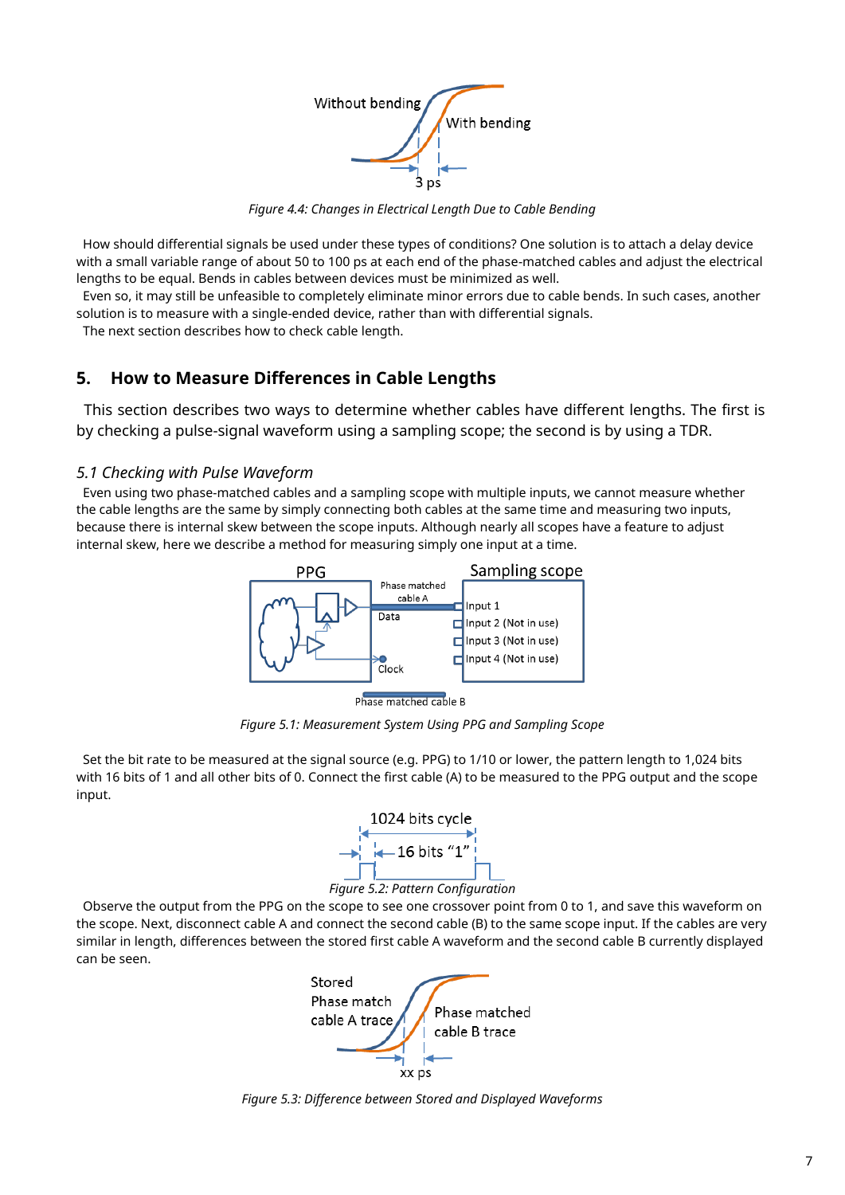Figure 4.4: Changes in Electrical Length Due to Cable Bending

How should differential signals be used under these types of conditions? One solution is to attach a delay device with a small variable range of about 50 to 100 ps at each end of the phase-matched cables and adjust the electrical lengths to be equal. Bends in cables between devices must be minimized as well.

Even so, it may still be unfeasible to completely eliminate minor errors due to cable bends. In such cases, another solution is to measure with a single-ended device, rather than with differential signals.

The next section describes how to check cable length.

## 5. How to Measure Differences in Cable Lengths

This section describes two ways to determine whether cables have different lengths. The first is by checking a pulse-signal waveform using a sampling scope; the second is by using a TDR.

### *5.1 Checking with Pulse Waveform*

Even using two phase-matched cables and a sampling scope with multiple inputs, we cannot measure whether the cable lengths are the same by simply connecting both cables at the same time and measuring two inputs, because there is internal skew between the scope inputs. Although nearly all scopes have a feature to adjust internal skew, here we describe a method for measuring simply one input at a time.

Figure 5.1: Measurement System Using PPG and Sampling Scope

Set the bit rate to be measured at the signal source (e.g. PPG) to 1/10 or lower, the pattern length to 1,024 bits with 16 bits of 1 and all other bits of 0. Connect the first cable (A) to be measured to the PPG output and the scope input.

Figure 5.2: Pattern Configuration

Observe the output from the PPG on the scope to see one crossover point from 0 to 1, and save this waveform on the scope. Next, disconnect cable A and connect the second cable (B) to the same scope input. If the cables are very similar in length, differences between the stored first cable A waveform and the second cable B currently displayed can be seen.

Figure 5.3: Difference between Stored and Displayed Waveforms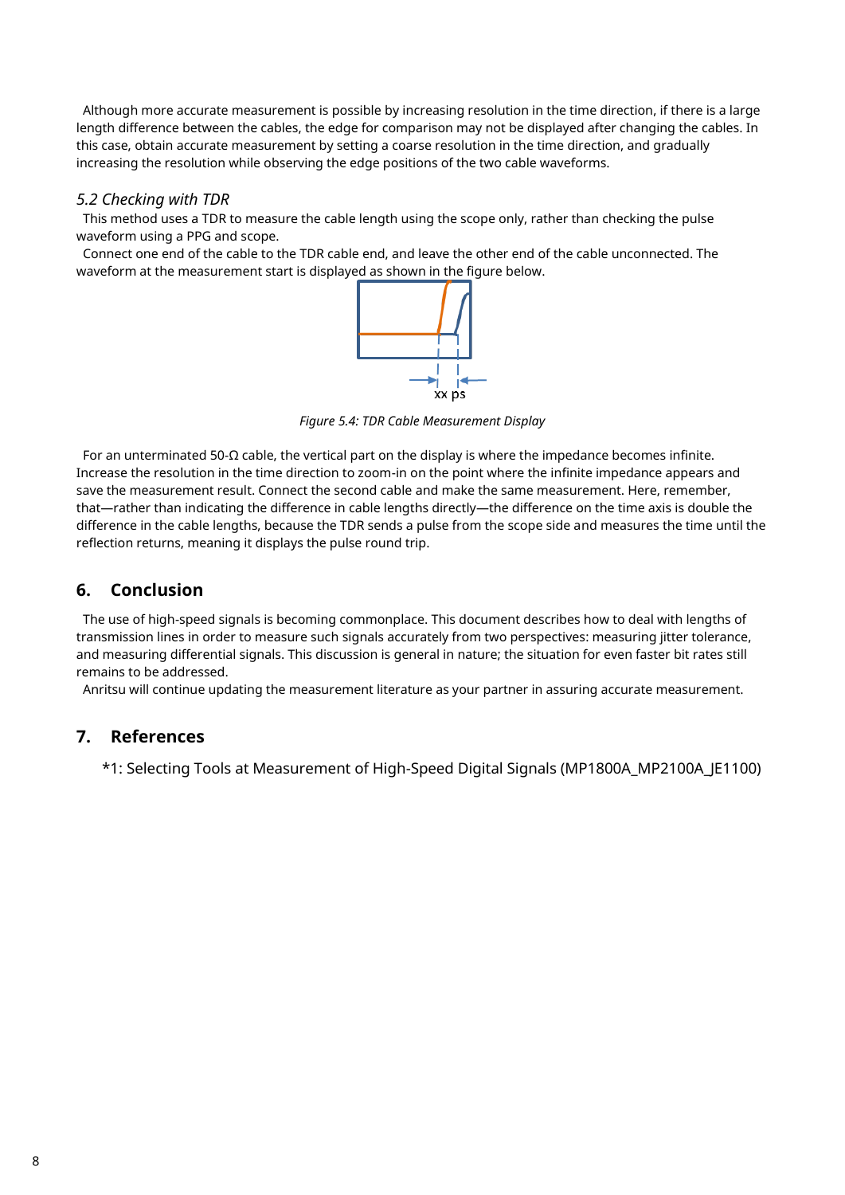Although more accurate measurement is possible by increasing resolution in the time direction, if there is a large length difference between the cables, the edge for comparison may not be displayed after changing the cables. In this case, obtain accurate measurement by setting a coarse resolution in the time direction, and gradually increasing the resolution while observing the edge positions of the two cable waveforms.

### *5.2 Checking with TDR*

This method uses a TDR to measure the cable length using the scope only, rather than checking the pulse waveform using a PPG and scope.

Connect one end of the cable to the TDR cable end, and leave the other end of the cable unconnected. The waveform at the measurement start is displayed as shown in the figure below.

xx ps

*Figure 5.4: TDR Cable Measurement Display*

For an unterminated 50-Ω cable, the vertical part on the display is where the impedance becomes infinite. Increase the resolution in the time direction to zoom-in on the point where the infinite impedance appears and save the measurement result. Connect the second cable and make the same measurement. Here, remember, that—rather than indicating the difference in cable lengths directly—the difference on the time axis is double the difference in the cable lengths, because the TDR sends a pulse from the scope side and measures the time until the reflection returns, meaning it displays the pulse round trip.

## 6. Conclusion

The use of high-speed signals is becoming commonplace. This document describes how to deal with lengths of transmission lines in order to measure such signals accurately from two perspectives: measuring jitter tolerance, and measuring differential signals. This discussion is general in nature; the situation for even faster bit rates still remains to be addressed.

Anritsu will continue updating the measurement literature as your partner in assuring accurate measurement.

## 7. References

*1: Selecting Tools at Measurement of High-Speed Digital Signals (MP1800A_MP2100A_JE1100)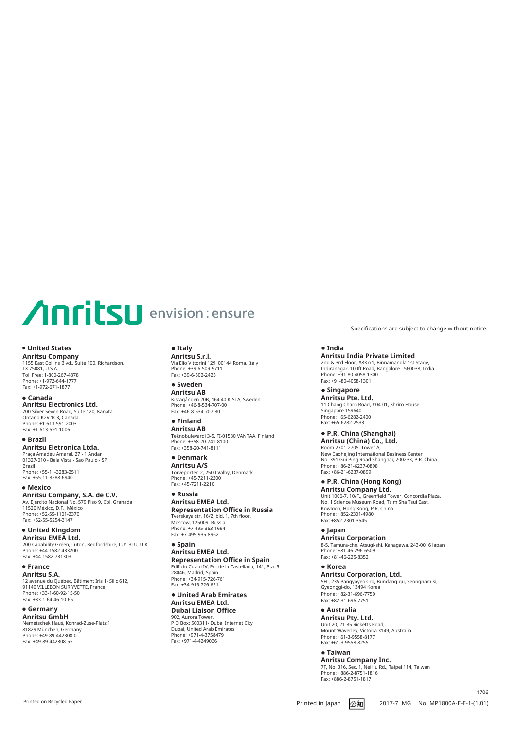Anritsu envision : ensure

Specifications are subject to change without notice.

● **United States**

**Anritsu Company**
1155 East Collins Blvd., Suite 100, Richardson, TX 75081, U.S.A.
Toll Free: 1-800-267-4878
Phone: +1-972-644-1777
Fax: +1-972-671-1877

● **Canada**

**Anritsu Electronics Ltd.**
700 Silver Seven Road, Suite 120, Kanata, Ontario K2V 1C3, Canada
Phone: +1-613-591-2003
Fax: +1-613-591-1006

● **Brazil**

**Anritsu Eletronica Ltda.**
Praça Amadeu Amaral, 27 - 1 Andar
01327-010 - Bela Vista - Sao Paulo - SP
Brazil
Phone: +55-11-3283-2511
Fax: +55-11-3288-6940

● **Mexico**

**Anritsu Company, S.A. de C.V.**
Av. Ejército Nacional No. 579 Piso 9, Col. Granada
11520 México, D.F., México
Phone: +52-55-1101-2370
Fax: +52-55-5254-3147

● **United Kingdom**

**Anritsu EMEA Ltd.**
200 Capability Green, Luton, Bedfordshire, LU1 3LU, U.K.
Phone: +44-1582-433200
Fax: +44-1582-731303

● **France**

**Anritsu S.A.**
12 avenue du Québec, Bâtiment Iris 1- Silic 612,
91140 VILLEBON SUR YVETTE, France
Phone: +33-1-60-92-15-50
Fax: +33-1-64-46-10-65

● **Germany**

**Anritsu GmbH**
Nemetschek Haus, Konrad-Zuse-Platz 1
81829 München, Germany
Phone: +49-89-442308-0
Fax: +49-89-442308-55

● **Italy**

**Anritsu S.r.l.**
Via Elio Vittorini 129, 00144 Roma, Italy
Phone: +39-6-509-9711
Fax: +39-6-502-2425

● **Sweden**

**Anritsu AB**
Kistagången 20B, 164 40 KISTA, Sweden
Phone: +46-8-534-707-00
Fax: +46-8-534-707-30

● **Finland**

**Anritsu AB**
Teknobulevardi 3-5, FI-01530 VANTAA, Finland
Phone: +358-20-741-8100
Fax: +358-20-741-8111

● **Denmark**

**Anritsu A/S**
Torveporten 2, 2500 Valby, Denmark
Phone: +45-7211-2200
Fax: +45-7211-2210

● **Russia**

**Anritsu EMEA Ltd.**
**Representation Office in Russia**
Tverskaya str. 16/2, bld. 1, 7th floor.
Moscow, 125009, Russia
Phone: +7-495-363-1694
Fax: +7-495-935-8962

● **Spain**

**Anritsu EMEA Ltd.**
**Representation Office in Spain**
Edificio Cuzco IV, Po. de la Castellana, 141, Pta. 5
28046, Madrid, Spain
Phone: +34-915-726-761
Fax: +34-915-726-621

● **United Arab Emirates**

**Anritsu EMEA Ltd.**
**Dubai Liaison Office**
902, Aurora Tower,
P O Box: 500311- Dubai Internet City
Dubai, United Arab Emirates
Phone: +971-4-3758479
Fax: +971-4-4249036

● **India**

**Anritsu India Private Limited**
2nd & 3rd Floor, #837/1, Binnamangla 1st Stage, Indiranagar, 100ft Road, Bangalore - 560038, India
Phone: +91-80-4058-1300
Fax: +91-80-4058-1301

● **Singapore**

**Anritsu Pte. Ltd.**
11 Chang Charn Road, #04-01, Shriro House
Singapore 159640
Phone: +65-6282-2400
Fax: +65-6282-2533

● **P.R. China (Shanghai)**

**Anritsu (China) Co., Ltd.**
Room 2701-2705, Tower A,
New Caohejing International Business Center
No. 391 Gui Ping Road Shanghai, 200233, P.R. China
Phone: +86-21-6237-0898
Fax: +86-21-6237-0899

● **P.R. China (Hong Kong)**

**Anritsu Company Ltd.**
Unit 1006-7, 10/F., Greenfield Tower, Concordia Plaza,
No. 1 Science Museum Road, Tsim Sha Tsui East,
Kowloon, Hong Kong, P.R. China
Phone: +852-2301-4980
Fax: +852-2301-3545

● **Japan**

**Anritsu Corporation**
8-5, Tamura-cho, Atsugi-shi, Kanagawa, 243-0016 Japan
Phone: +81-46-296-6509
Fax: +81-46-225-8352

● **Korea**

**Anritsu Corporation, Ltd.**
5FL, 235 Pangyoyeok-ro, Bundang-gu, Seongnam-si, Gyeonggi-do, 13494 Korea
Phone: +82-31-696-7750
Fax: +82-31-696-7751

● **Australia**

**Anritsu Pty. Ltd.**
Unit 20, 21-35 Ricketts Road,
Mount Waverley, Victoria 3149, Australia
Phone: +61-3-9558-8177
Fax: +61-3-9558-8255

● **Taiwan**

**Anritsu Company Inc.**
7F, No. 316, Sec. 1, NeiHu Rd., Taipei 114, Taiwan
Phone: +886-2-8751-1816
Fax: +886-2-8751-1817

1706

Printed on Recycled Paper

Printed in Japan 公知 2017-7 MG No. MP1800A-E-E-1-(1.01)